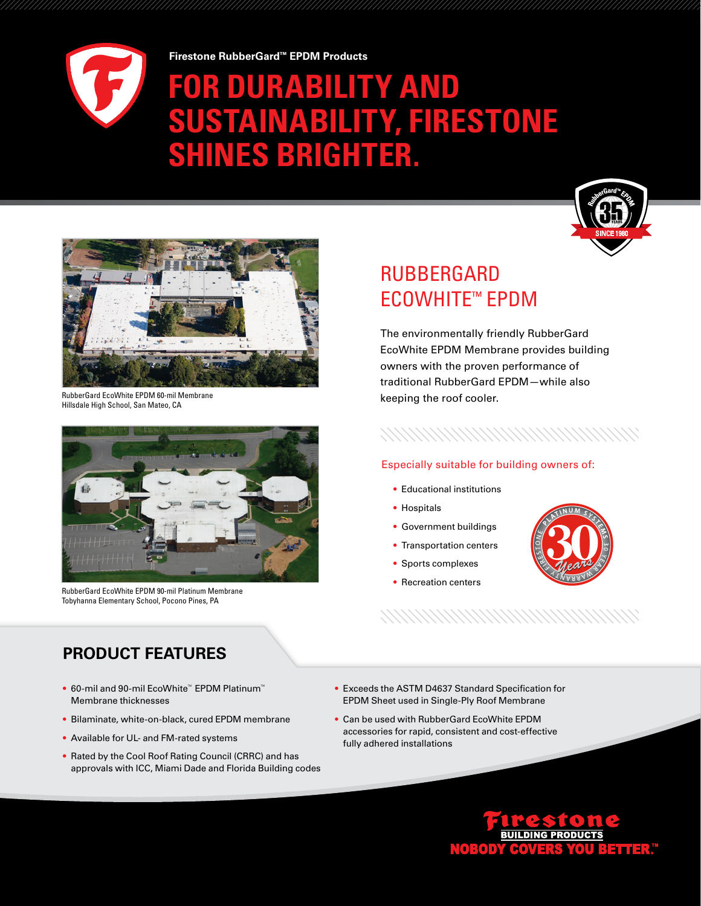Firestone RubberGard™ EPDM Products

# FOR DURABILITY AND SUSTAINABILITY, FIRESTONE SHINES BRIGHTER.

RubberGard EcoWhite EPDM 60-mil Membrane
Hillsdale High School, San Mateo, CA

RubberGard EcoWhite EPDM 90-mil Platinum Membrane
Tobyhanna Elementary School, Pocono Pines, PA

## RUBBERGARD ECOWHITE™ EPDM

The environmentally friendly RubberGard EcoWhite EPDM Membrane provides building owners with the proven performance of traditional RubberGard EPDM—while also keeping the roof cooler.

Especially suitable for building owners of:

- Educational institutions
- Hospitals
- Government buildings
- Transportation centers
- Sports complexes
- Recreation centers

## PRODUCT FEATURES

- 60-mil and 90-mil EcoWhite™ EPDM Platinum™ Membrane thicknesses
- Bilaminate, white-on-black, cured EPDM membrane
- Available for UL- and FM-rated systems
- Rated by the Cool Roof Rating Council (CRRC) and has approvals with ICC, Miami Dade and Florida Building codes
- Exceeds the ASTM D4637 Standard Specification for EPDM Sheet used in Single-Ply Roof Membrane
- Can be used with RubberGard EcoWhite EPDM accessories for rapid, consistent and cost-effective fully adhered installations

Firestone BUILDING PRODUCTS
NOBODY COVERS YOU BETTER.™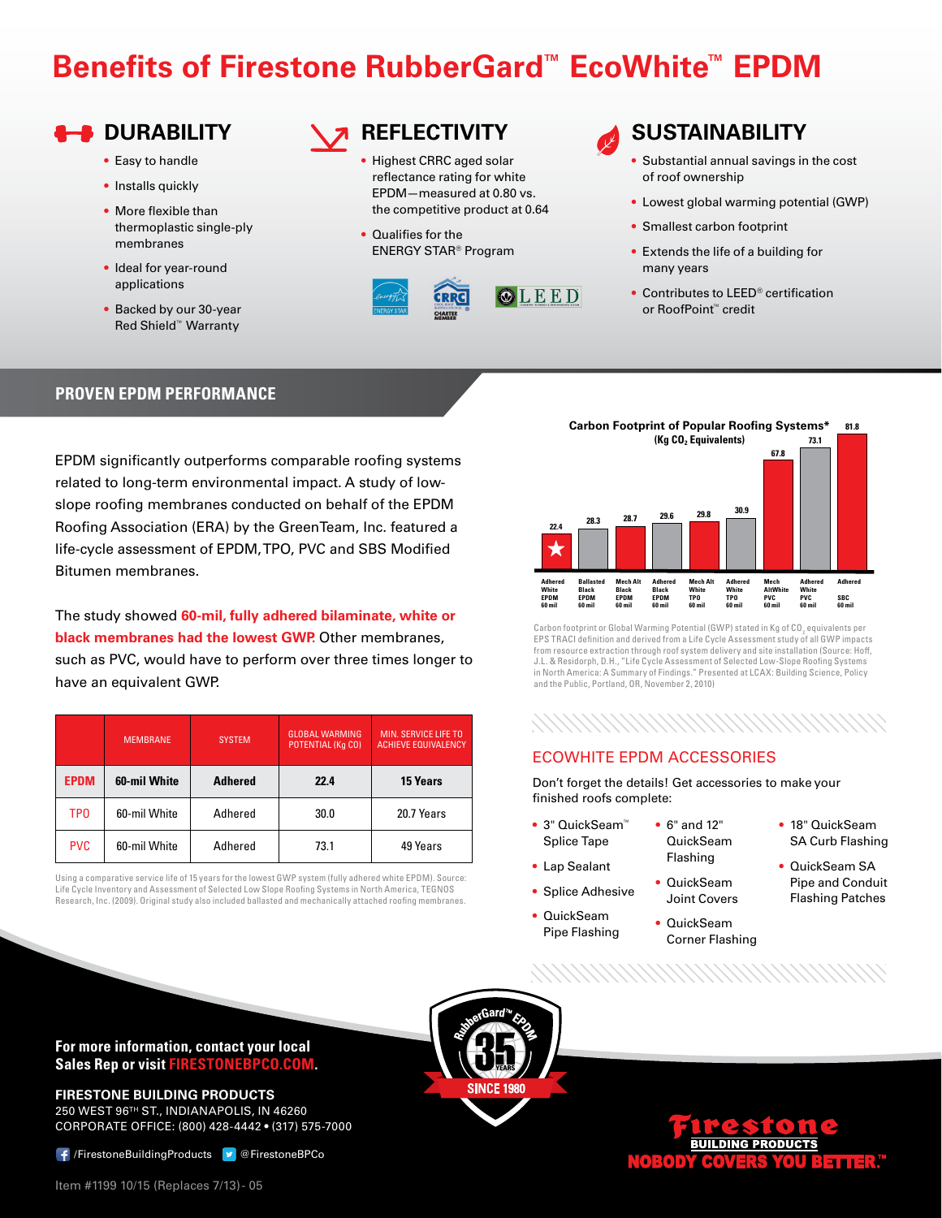# Benefits of Firestone RubberGard™ EcoWhite™ EPDM

## DURABILITY

- Easy to handle
- Installs quickly
- More flexible than thermoplastic single-ply membranes
- Ideal for year-round applications
- Backed by our 30-year Red Shield™ Warranty

## REFLECTIVITY

- Highest CRRC aged solar reflectance rating for white EPDM—measured at 0.80 vs. the competitive product at 0.64
- Qualifies for the ENERGY STAR® Program

## SUSTAINABILITY

- Substantial annual savings in the cost of roof ownership
- Lowest global warming potential (GWP)
- Smallest carbon footprint
- Extends the life of a building for many years
- Contributes to LEED® certification or RoofPoint™ credit

## PROVEN EPDM PERFORMANCE

EPDM significantly outperforms comparable roofing systems related to long-term environmental impact. A study of low-slope roofing membranes conducted on behalf of the EPDM Roofing Association (ERA) by the GreenTeam, Inc. featured a life-cycle assessment of EPDM, TPO, PVC and SBS Modified Bitumen membranes.

The study showed **60-mil, fully adhered bilaminate, white or black membranes had the lowest GWP.** Other membranes, such as PVC, would have to perform over three times longer to have an equivalent GWP.

| | MEMBRANE | SYSTEM | GLOBAL WARMING POTENTIAL (Kg CO) | MIN. SERVICE LIFE TO ACHIEVE EQUIVALENCY |
|---|---|---|---|---|
| **EPDM** | **60-mil White** | **Adhered** | **22.4** | **15 Years** |
| TPO | 60-mil White | Adhered | 30.0 | 20.7 Years |
| PVC | 60-mil White | Adhered | 73.1 | 49 Years |

Using a comparative service life of 15 years for the lowest GWP system (fully adhered white EPDM). Source: Life Cycle Inventory and Assessment of Selected Low Slope Roofing Systems in North America, TEGNOS Research, Inc. (2009). Original study also included ballasted and mechanically attached roofing membranes.

**Carbon Footprint of Popular Roofing Systems***
**(Kg $CO_2$ Equivalents)**

22.4 Adhered White EPDM 60 mil
28.3 Ballasted Black EPDM 60 mil
28.7 Mech Alt Black EPDM 60 mil
29.6 Adhered Black EPDM 60 mil
29.8 Mech Alt White TPO 60 mil
30.9 Adhered White TPO 60 mil
67.8 Mech AltWhite PVC 60 mil
73.1 Adhered White PVC 60 mil
81.8 Adhered SBC 60 mil

Carbon footprint or Global Warming Potential (GWP) stated in Kg of $CO_2$ equivalents per EPS TRACI definition and derived from a Life Cycle Assessment study of all GWP impacts from resource extraction through roof system delivery and site installation (Source: Hoff, J.L. & Residorph, D.H., "Life Cycle Assessment of Selected Low-Slope Roofing Systems in North America: A Summary of Findings." Presented at LCAX: Building Science, Policy and the Public, Portland, OR, November 2, 2010)

## ECOWHITE EPDM ACCESSORIES

Don't forget the details! Get accessories to make your finished roofs complete:

- 3" QuickSeam™ Splice Tape
- Lap Sealant
- Splice Adhesive
- QuickSeam Pipe Flashing
- 6" and 12" QuickSeam Flashing
- QuickSeam Joint Covers
- QuickSeam Corner Flashing
- 18" QuickSeam SA Curb Flashing
- QuickSeam SA Pipe and Conduit Flashing Patches

**For more information, contact your local Sales Rep or visit FIRESTONEBPCO.COM.**

**FIRESTONE BUILDING PRODUCTS**
250 WEST 96TH ST., INDIANAPOLIS, IN 46260
CORPORATE OFFICE: (800) 428-4442 • (317) 575-7000

/FirestoneBuildingProducts @FirestoneBPCo

RubberGard™ EPDM 35 YEARS SINCE 1980

Firestone BUILDING PRODUCTS
NOBODY COVERS YOU BETTER.™

Item #1199 10/15 (Replaces 7/13)- 05